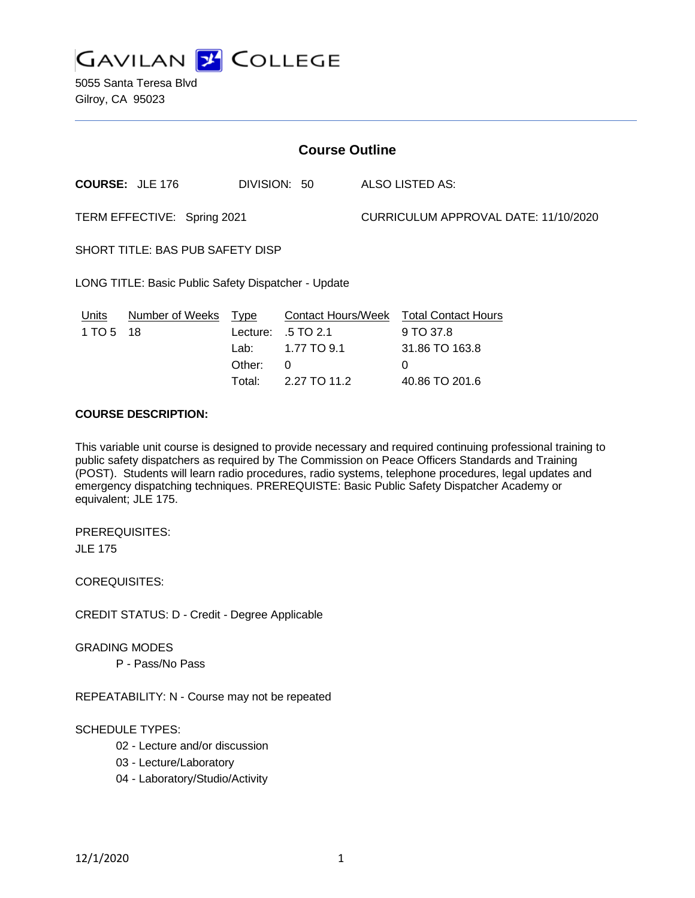# GAVILAN COLLEGE

5055 Santa Teresa Blvd
Gilroy, CA 95023

## Course Outline

**COURSE:** JLE 176 DIVISION: 50 ALSO LISTED AS:

TERM EFFECTIVE: Spring 2021 CURRICULUM APPROVAL DATE: 11/10/2020

SHORT TITLE: BAS PUB SAFETY DISP

LONG TITLE: Basic Public Safety Dispatcher - Update

| Units | Number of Weeks | Type | Contact Hours/Week | Total Contact Hours |
|---|---|---|---|---|
| 1 TO 5 | 18 | Lecture: | .5 TO 2.1 | 9 TO 37.8 |
| | | Lab: | 1.77 TO 9.1 | 31.86 TO 163.8 |
| | | Other: | 0 | 0 |
| | | Total: | 2.27 TO 11.2 | 40.86 TO 201.6 |

**COURSE DESCRIPTION:**

This variable unit course is designed to provide necessary and required continuing professional training to public safety dispatchers as required by The Commission on Peace Officers Standards and Training (POST). Students will learn radio procedures, radio systems, telephone procedures, legal updates and emergency dispatching techniques. PREREQUISTE: Basic Public Safety Dispatcher Academy or equivalent; JLE 175.

PREREQUISITES:

JLE 175

COREQUISITES:

CREDIT STATUS: D - Credit - Degree Applicable

GRADING MODES

P - Pass/No Pass

REPEATABILITY: N - Course may not be repeated

SCHEDULE TYPES:

02 - Lecture and/or discussion
03 - Lecture/Laboratory
04 - Laboratory/Studio/Activity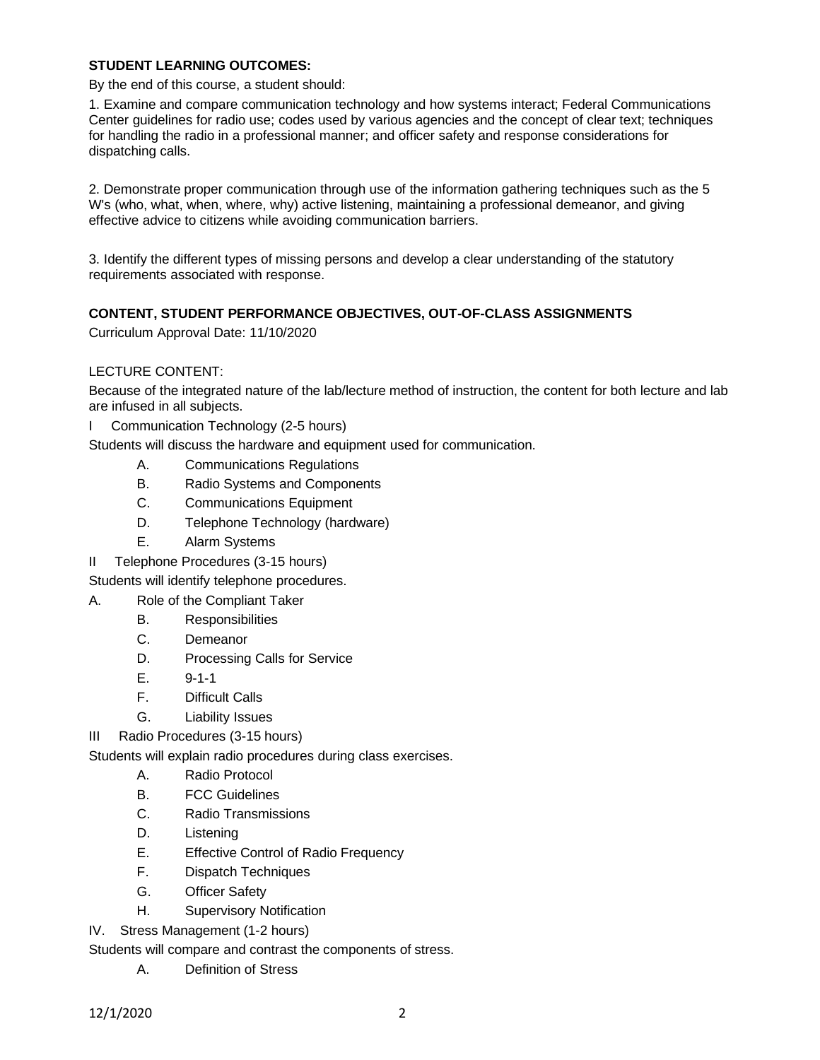**STUDENT LEARNING OUTCOMES:**

By the end of this course, a student should:

1. Examine and compare communication technology and how systems interact; Federal Communications Center guidelines for radio use; codes used by various agencies and the concept of clear text; techniques for handling the radio in a professional manner; and officer safety and response considerations for dispatching calls.

2. Demonstrate proper communication through use of the information gathering techniques such as the 5 W's (who, what, when, where, why) active listening, maintaining a professional demeanor, and giving effective advice to citizens while avoiding communication barriers.

3. Identify the different types of missing persons and develop a clear understanding of the statutory requirements associated with response.

**CONTENT, STUDENT PERFORMANCE OBJECTIVES, OUT-OF-CLASS ASSIGNMENTS**

Curriculum Approval Date: 11/10/2020

LECTURE CONTENT:

Because of the integrated nature of the lab/lecture method of instruction, the content for both lecture and lab are infused in all subjects.

I Communication Technology (2-5 hours)

Students will discuss the hardware and equipment used for communication.

- A. Communications Regulations
- B. Radio Systems and Components
- C. Communications Equipment
- D. Telephone Technology (hardware)
- E. Alarm Systems

II Telephone Procedures (3-15 hours)

Students will identify telephone procedures.

- A. Role of the Compliant Taker
- B. Responsibilities
- C. Demeanor
- D. Processing Calls for Service
- E. 9-1-1
- F. Difficult Calls
- G. Liability Issues

III Radio Procedures (3-15 hours)

Students will explain radio procedures during class exercises.

- A. Radio Protocol
- B. FCC Guidelines
- C. Radio Transmissions
- D. Listening
- E. Effective Control of Radio Frequency
- F. Dispatch Techniques
- G. Officer Safety
- H. Supervisory Notification

IV. Stress Management (1-2 hours)

Students will compare and contrast the components of stress.

- A. Definition of Stress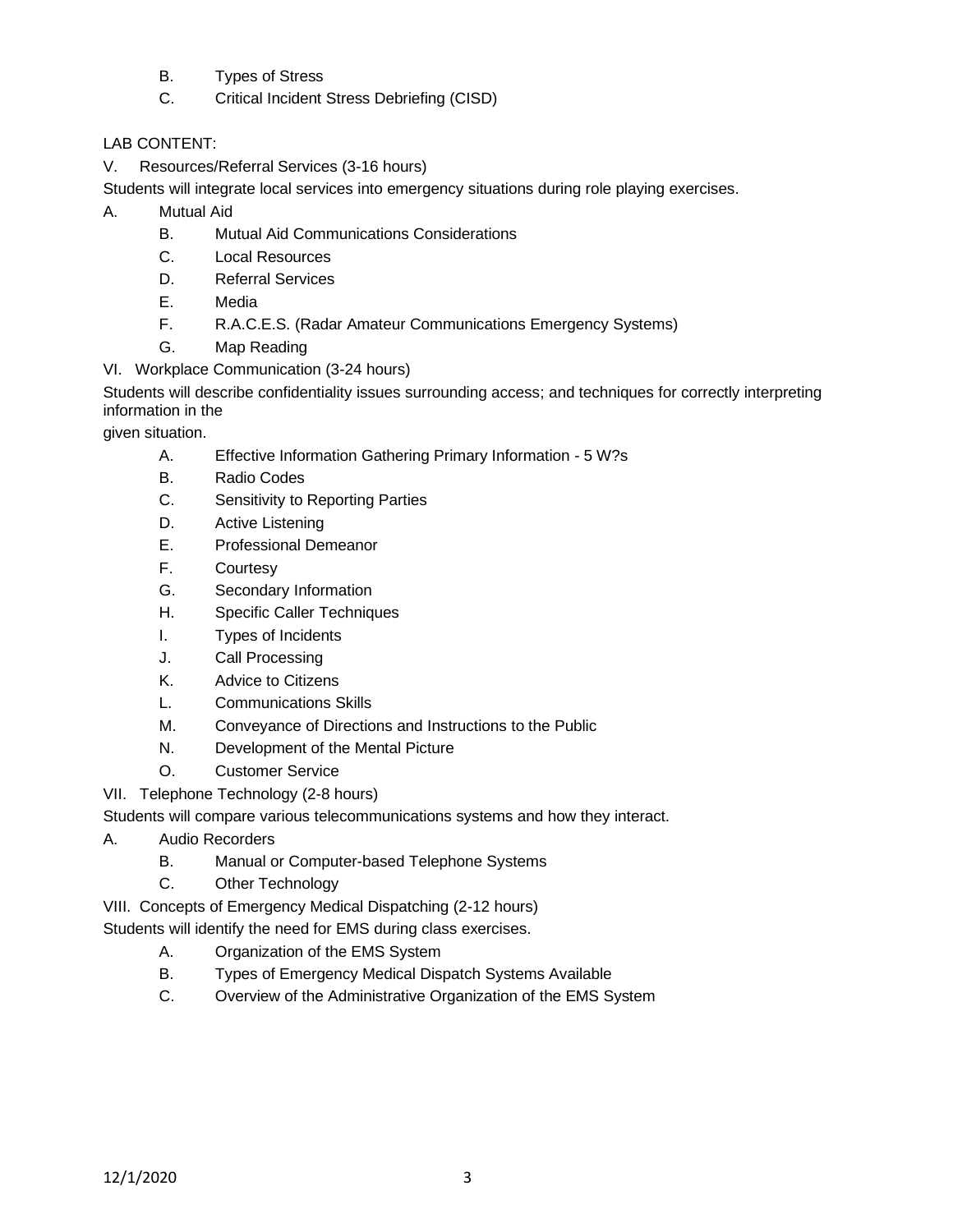B. Types of Stress
C. Critical Incident Stress Debriefing (CISD)

LAB CONTENT:

V. Resources/Referral Services (3-16 hours)

Students will integrate local services into emergency situations during role playing exercises.

A. Mutual Aid
B. Mutual Aid Communications Considerations
C. Local Resources
D. Referral Services
E. Media
F. R.A.C.E.S. (Radar Amateur Communications Emergency Systems)
G. Map Reading

VI. Workplace Communication (3-24 hours)

Students will describe confidentiality issues surrounding access; and techniques for correctly interpreting information in the given situation.

A. Effective Information Gathering Primary Information - 5 W?s
B. Radio Codes
C. Sensitivity to Reporting Parties
D. Active Listening
E. Professional Demeanor
F. Courtesy
G. Secondary Information
H. Specific Caller Techniques
I. Types of Incidents
J. Call Processing
K. Advice to Citizens
L. Communications Skills
M. Conveyance of Directions and Instructions to the Public
N. Development of the Mental Picture
O. Customer Service

VII. Telephone Technology (2-8 hours)

Students will compare various telecommunications systems and how they interact.

A. Audio Recorders
B. Manual or Computer-based Telephone Systems
C. Other Technology

VIII. Concepts of Emergency Medical Dispatching (2-12 hours)

Students will identify the need for EMS during class exercises.

A. Organization of the EMS System
B. Types of Emergency Medical Dispatch Systems Available
C. Overview of the Administrative Organization of the EMS System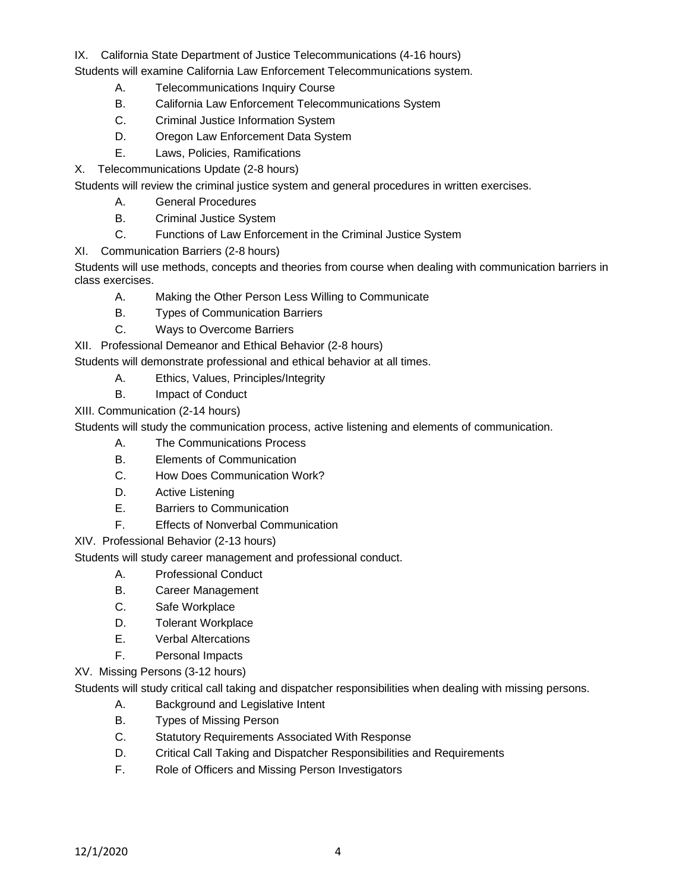IX. California State Department of Justice Telecommunications (4-16 hours)

Students will examine California Law Enforcement Telecommunications system.

A. Telecommunications Inquiry Course
B. California Law Enforcement Telecommunications System
C. Criminal Justice Information System
D. Oregon Law Enforcement Data System
E. Laws, Policies, Ramifications

X. Telecommunications Update (2-8 hours)

Students will review the criminal justice system and general procedures in written exercises.

A. General Procedures
B. Criminal Justice System
C. Functions of Law Enforcement in the Criminal Justice System

XI. Communication Barriers (2-8 hours)

Students will use methods, concepts and theories from course when dealing with communication barriers in class exercises.

A. Making the Other Person Less Willing to Communicate
B. Types of Communication Barriers
C. Ways to Overcome Barriers

XII. Professional Demeanor and Ethical Behavior (2-8 hours)

Students will demonstrate professional and ethical behavior at all times.

A. Ethics, Values, Principles/Integrity
B. Impact of Conduct

XIII. Communication (2-14 hours)

Students will study the communication process, active listening and elements of communication.

A. The Communications Process
B. Elements of Communication
C. How Does Communication Work?
D. Active Listening
E. Barriers to Communication
F. Effects of Nonverbal Communication

XIV. Professional Behavior (2-13 hours)

Students will study career management and professional conduct.

A. Professional Conduct
B. Career Management
C. Safe Workplace
D. Tolerant Workplace
E. Verbal Altercations
F. Personal Impacts

XV. Missing Persons (3-12 hours)

Students will study critical call taking and dispatcher responsibilities when dealing with missing persons.

A. Background and Legislative Intent
B. Types of Missing Person
C. Statutory Requirements Associated With Response
D. Critical Call Taking and Dispatcher Responsibilities and Requirements
F. Role of Officers and Missing Person Investigators

12/1/2020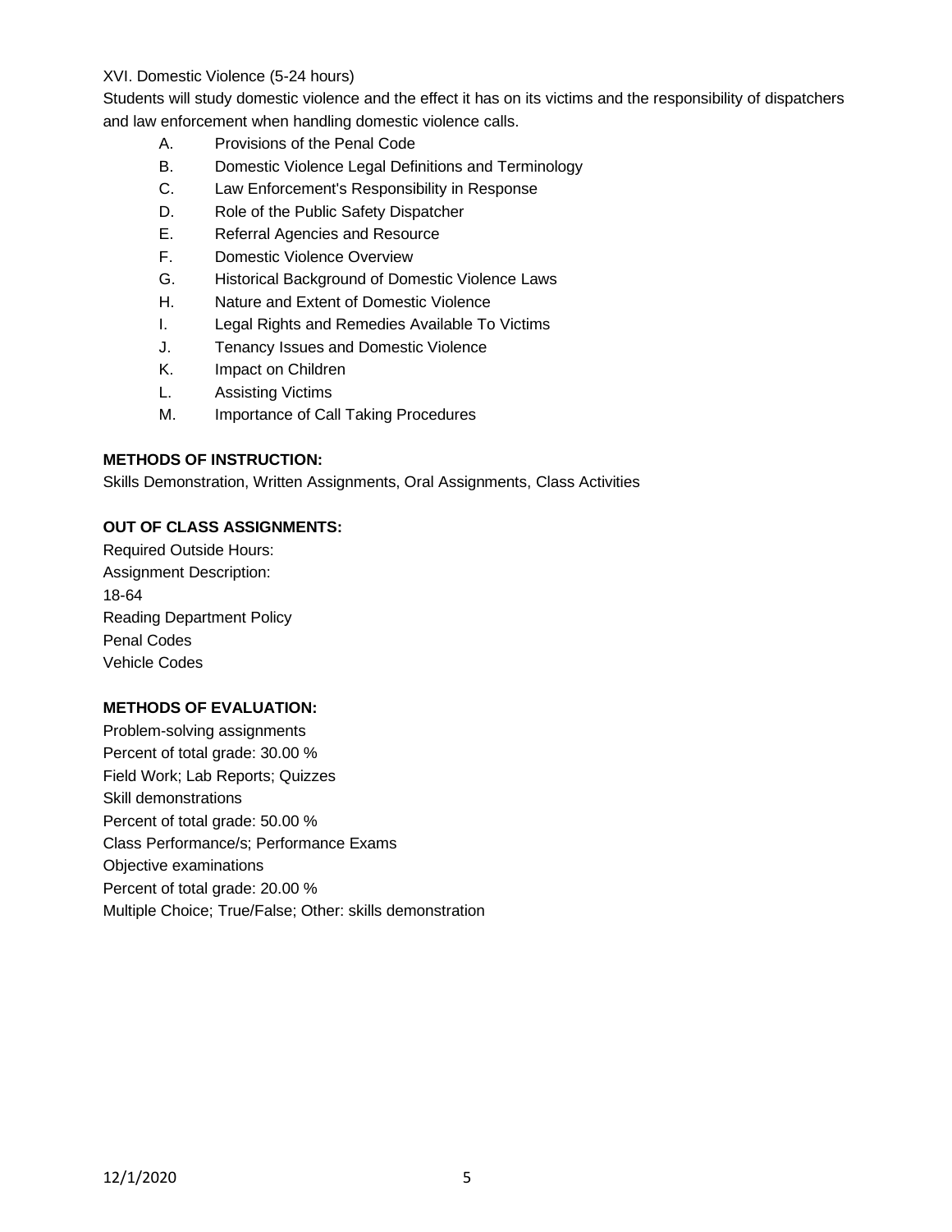XVI. Domestic Violence (5-24 hours)

Students will study domestic violence and the effect it has on its victims and the responsibility of dispatchers and law enforcement when handling domestic violence calls.

- A. Provisions of the Penal Code
- B. Domestic Violence Legal Definitions and Terminology
- C. Law Enforcement's Responsibility in Response
- D. Role of the Public Safety Dispatcher
- E. Referral Agencies and Resource
- F. Domestic Violence Overview
- G. Historical Background of Domestic Violence Laws
- H. Nature and Extent of Domestic Violence
- I. Legal Rights and Remedies Available To Victims
- J. Tenancy Issues and Domestic Violence
- K. Impact on Children
- L. Assisting Victims
- M. Importance of Call Taking Procedures

**METHODS OF INSTRUCTION:**

Skills Demonstration, Written Assignments, Oral Assignments, Class Activities

**OUT OF CLASS ASSIGNMENTS:**

Required Outside Hours:
Assignment Description:
18-64
Reading Department Policy
Penal Codes
Vehicle Codes

**METHODS OF EVALUATION:**

Problem-solving assignments
Percent of total grade: 30.00 %
Field Work; Lab Reports; Quizzes
Skill demonstrations
Percent of total grade: 50.00 %
Class Performance/s; Performance Exams
Objective examinations
Percent of total grade: 20.00 %
Multiple Choice; True/False; Other: skills demonstration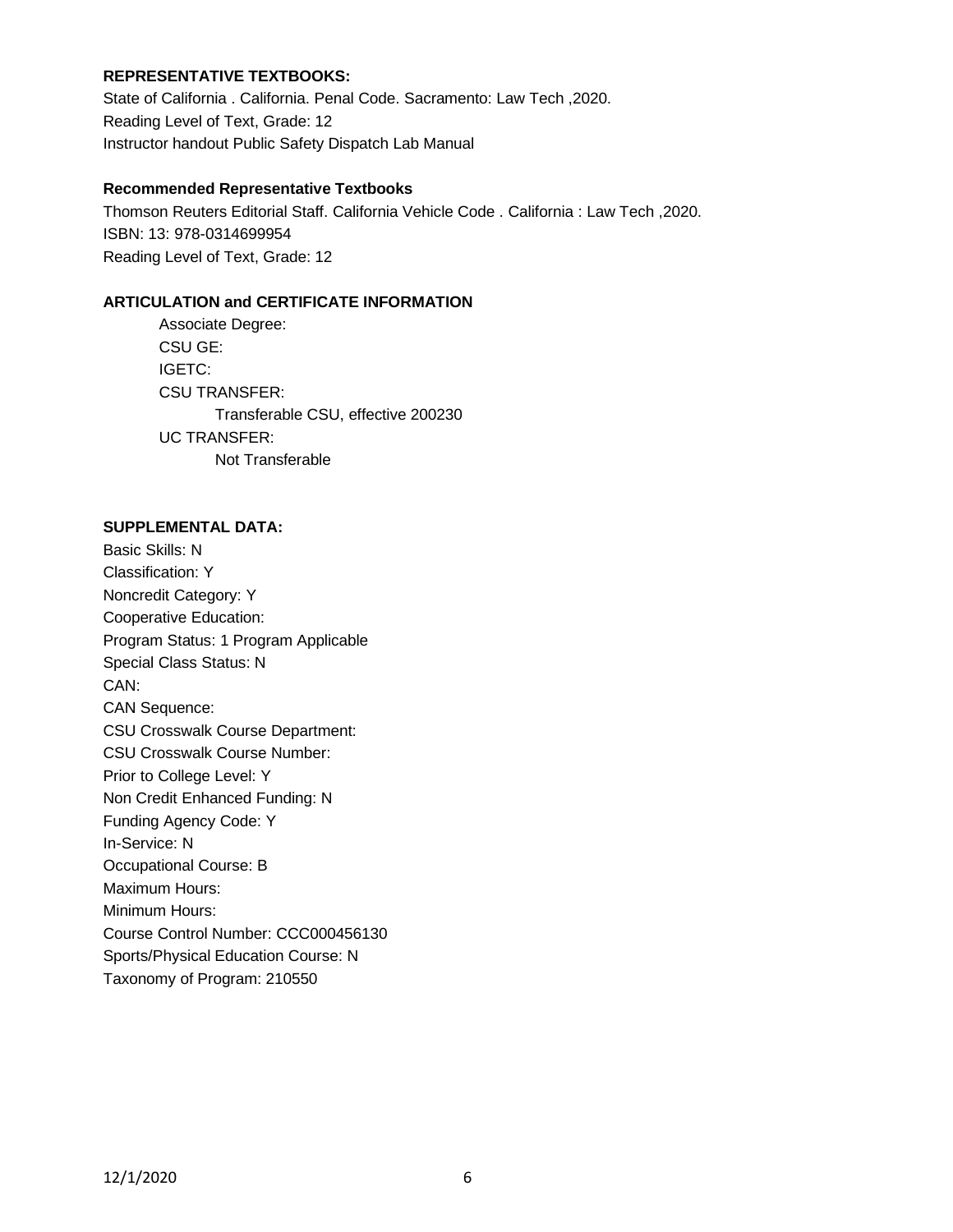**REPRESENTATIVE TEXTBOOKS:**

State of California . California. Penal Code. Sacramento: Law Tech ,2020.
Reading Level of Text, Grade: 12
Instructor handout Public Safety Dispatch Lab Manual

**Recommended Representative Textbooks**

Thomson Reuters Editorial Staff. California Vehicle Code . California : Law Tech ,2020.
ISBN: 13: 978-0314699954
Reading Level of Text, Grade: 12

**ARTICULATION and CERTIFICATE INFORMATION**

Associate Degree:
CSU GE:
IGETC:
CSU TRANSFER:
  Transferable CSU, effective 200230
UC TRANSFER:
  Not Transferable

**SUPPLEMENTAL DATA:**

Basic Skills: N
Classification: Y
Noncredit Category: Y
Cooperative Education:
Program Status: 1 Program Applicable
Special Class Status: N
CAN:
CAN Sequence:
CSU Crosswalk Course Department:
CSU Crosswalk Course Number:
Prior to College Level: Y
Non Credit Enhanced Funding: N
Funding Agency Code: Y
In-Service: N
Occupational Course: B
Maximum Hours:
Minimum Hours:
Course Control Number: CCC000456130
Sports/Physical Education Course: N
Taxonomy of Program: 210550